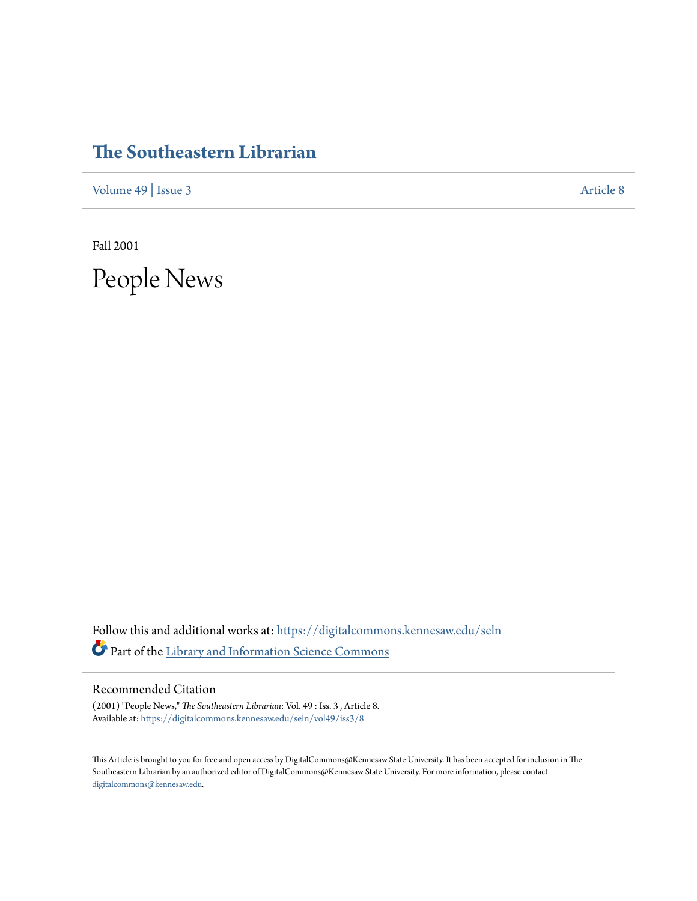# The Southeastern Librarian

Volume 49 | Issue 3 Article 8

Fall 2001

# People News

Follow this and additional works at: https://digitalcommons.kennesaw.edu/seln

Part of the Library and Information Science Commons

## Recommended Citation

(2001) "People News," *The Southeastern Librarian*: Vol. 49 : Iss. 3 , Article 8.
Available at: https://digitalcommons.kennesaw.edu/seln/vol49/iss3/8

This Article is brought to you for free and open access by DigitalCommons@Kennesaw State University. It has been accepted for inclusion in The Southeastern Librarian by an authorized editor of DigitalCommons@Kennesaw State University. For more information, please contact digitalcommons@kennesaw.edu.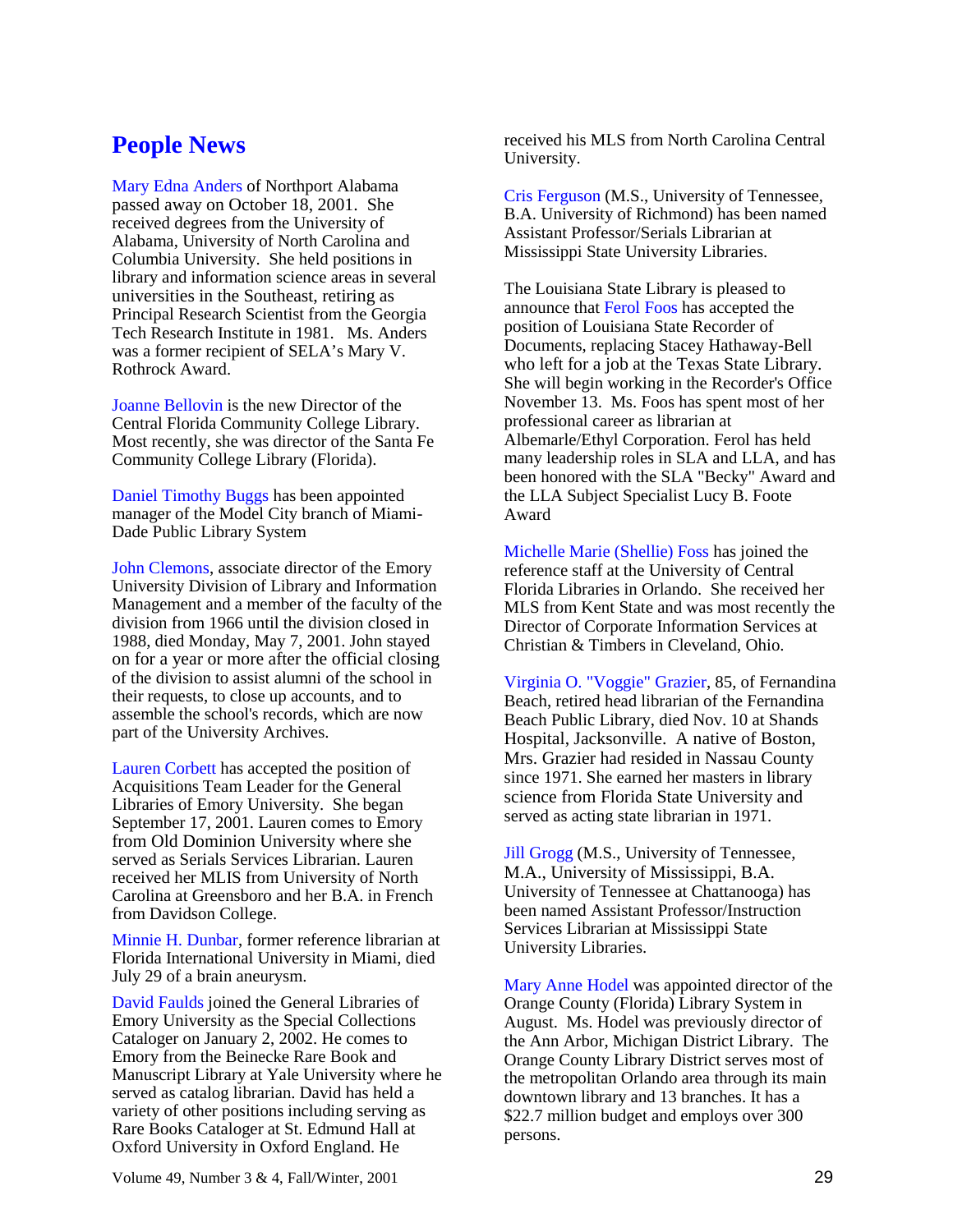## People News

Mary Edna Anders of Northport Alabama passed away on October 18, 2001. She received degrees from the University of Alabama, University of North Carolina and Columbia University. She held positions in library and information science areas in several universities in the Southeast, retiring as Principal Research Scientist from the Georgia Tech Research Institute in 1981. Ms. Anders was a former recipient of SELA's Mary V. Rothrock Award.

Joanne Bellovin is the new Director of the Central Florida Community College Library. Most recently, she was director of the Santa Fe Community College Library (Florida).

Daniel Timothy Buggs has been appointed manager of the Model City branch of Miami-Dade Public Library System

John Clemons, associate director of the Emory University Division of Library and Information Management and a member of the faculty of the division from 1966 until the division closed in 1988, died Monday, May 7, 2001. John stayed on for a year or more after the official closing of the division to assist alumni of the school in their requests, to close up accounts, and to assemble the school's records, which are now part of the University Archives.

Lauren Corbett has accepted the position of Acquisitions Team Leader for the General Libraries of Emory University. She began September 17, 2001. Lauren comes to Emory from Old Dominion University where she served as Serials Services Librarian. Lauren received her MLIS from University of North Carolina at Greensboro and her B.A. in French from Davidson College.

Minnie H. Dunbar, former reference librarian at Florida International University in Miami, died July 29 of a brain aneurysm.

David Faulds joined the General Libraries of Emory University as the Special Collections Cataloger on January 2, 2002. He comes to Emory from the Beinecke Rare Book and Manuscript Library at Yale University where he served as catalog librarian. David has held a variety of other positions including serving as Rare Books Cataloger at St. Edmund Hall at Oxford University in Oxford England. He received his MLS from North Carolina Central University.

Cris Ferguson (M.S., University of Tennessee, B.A. University of Richmond) has been named Assistant Professor/Serials Librarian at Mississippi State University Libraries.

The Louisiana State Library is pleased to announce that Ferol Foos has accepted the position of Louisiana State Recorder of Documents, replacing Stacey Hathaway-Bell who left for a job at the Texas State Library. She will begin working in the Recorder's Office November 13. Ms. Foos has spent most of her professional career as librarian at Albemarle/Ethyl Corporation. Ferol has held many leadership roles in SLA and LLA, and has been honored with the SLA "Becky" Award and the LLA Subject Specialist Lucy B. Foote Award

Michelle Marie (Shellie) Foss has joined the reference staff at the University of Central Florida Libraries in Orlando. She received her MLS from Kent State and was most recently the Director of Corporate Information Services at Christian & Timbers in Cleveland, Ohio.

Virginia O. "Voggie" Grazier, 85, of Fernandina Beach, retired head librarian of the Fernandina Beach Public Library, died Nov. 10 at Shands Hospital, Jacksonville. A native of Boston, Mrs. Grazier had resided in Nassau County since 1971. She earned her masters in library science from Florida State University and served as acting state librarian in 1971.

Jill Grogg (M.S., University of Tennessee, M.A., University of Mississippi, B.A. University of Tennessee at Chattanooga) has been named Assistant Professor/Instruction Services Librarian at Mississippi State University Libraries.

Mary Anne Hodel was appointed director of the Orange County (Florida) Library System in August. Ms. Hodel was previously director of the Ann Arbor, Michigan District Library. The Orange County Library District serves most of the metropolitan Orlando area through its main downtown library and 13 branches. It has a $22.7 million budget and employs over 300 persons.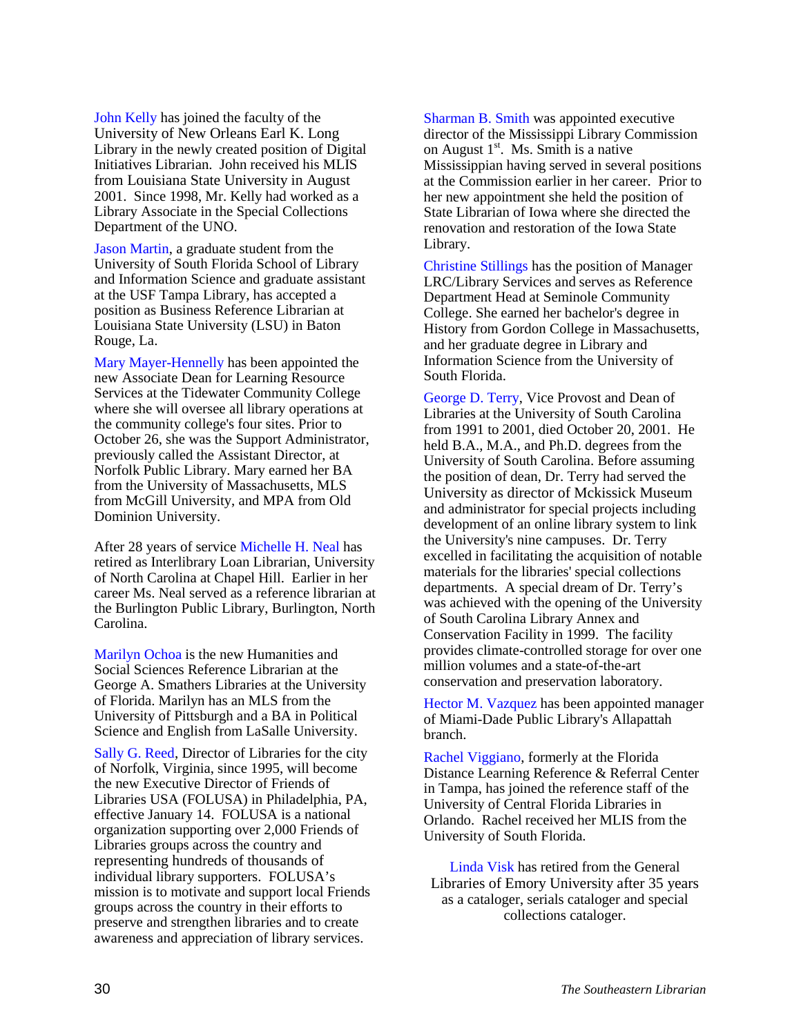John Kelly has joined the faculty of the University of New Orleans Earl K. Long Library in the newly created position of Digital Initiatives Librarian. John received his MLIS from Louisiana State University in August 2001. Since 1998, Mr. Kelly had worked as a Library Associate in the Special Collections Department of the UNO.

Jason Martin, a graduate student from the University of South Florida School of Library and Information Science and graduate assistant at the USF Tampa Library, has accepted a position as Business Reference Librarian at Louisiana State University (LSU) in Baton Rouge, La.

Mary Mayer-Hennelly has been appointed the new Associate Dean for Learning Resource Services at the Tidewater Community College where she will oversee all library operations at the community college's four sites. Prior to October 26, she was the Support Administrator, previously called the Assistant Director, at Norfolk Public Library. Mary earned her BA from the University of Massachusetts, MLS from McGill University, and MPA from Old Dominion University.

After 28 years of service Michelle H. Neal has retired as Interlibrary Loan Librarian, University of North Carolina at Chapel Hill. Earlier in her career Ms. Neal served as a reference librarian at the Burlington Public Library, Burlington, North Carolina.

Marilyn Ochoa is the new Humanities and Social Sciences Reference Librarian at the George A. Smathers Libraries at the University of Florida. Marilyn has an MLS from the University of Pittsburgh and a BA in Political Science and English from LaSalle University.

Sally G. Reed, Director of Libraries for the city of Norfolk, Virginia, since 1995, will become the new Executive Director of Friends of Libraries USA (FOLUSA) in Philadelphia, PA, effective January 14. FOLUSA is a national organization supporting over 2,000 Friends of Libraries groups across the country and representing hundreds of thousands of individual library supporters. FOLUSA's mission is to motivate and support local Friends groups across the country in their efforts to preserve and strengthen libraries and to create awareness and appreciation of library services.

Sharman B. Smith was appointed executive director of the Mississippi Library Commission on August 1st. Ms. Smith is a native Mississippian having served in several positions at the Commission earlier in her career. Prior to her new appointment she held the position of State Librarian of Iowa where she directed the renovation and restoration of the Iowa State Library.

Christine Stillings has the position of Manager LRC/Library Services and serves as Reference Department Head at Seminole Community College. She earned her bachelor's degree in History from Gordon College in Massachusetts, and her graduate degree in Library and Information Science from the University of South Florida.

George D. Terry, Vice Provost and Dean of Libraries at the University of South Carolina from 1991 to 2001, died October 20, 2001. He held B.A., M.A., and Ph.D. degrees from the University of South Carolina. Before assuming the position of dean, Dr. Terry had served the University as director of Mckissick Museum and administrator for special projects including development of an online library system to link the University's nine campuses. Dr. Terry excelled in facilitating the acquisition of notable materials for the libraries' special collections departments. A special dream of Dr. Terry's was achieved with the opening of the University of South Carolina Library Annex and Conservation Facility in 1999. The facility provides climate-controlled storage for over one million volumes and a state-of-the-art conservation and preservation laboratory.

Hector M. Vazquez has been appointed manager of Miami-Dade Public Library's Allapattah branch.

Rachel Viggiano, formerly at the Florida Distance Learning Reference & Referral Center in Tampa, has joined the reference staff of the University of Central Florida Libraries in Orlando. Rachel received her MLIS from the University of South Florida.

Linda Visk has retired from the General Libraries of Emory University after 35 years as a cataloger, serials cataloger and special collections cataloger.